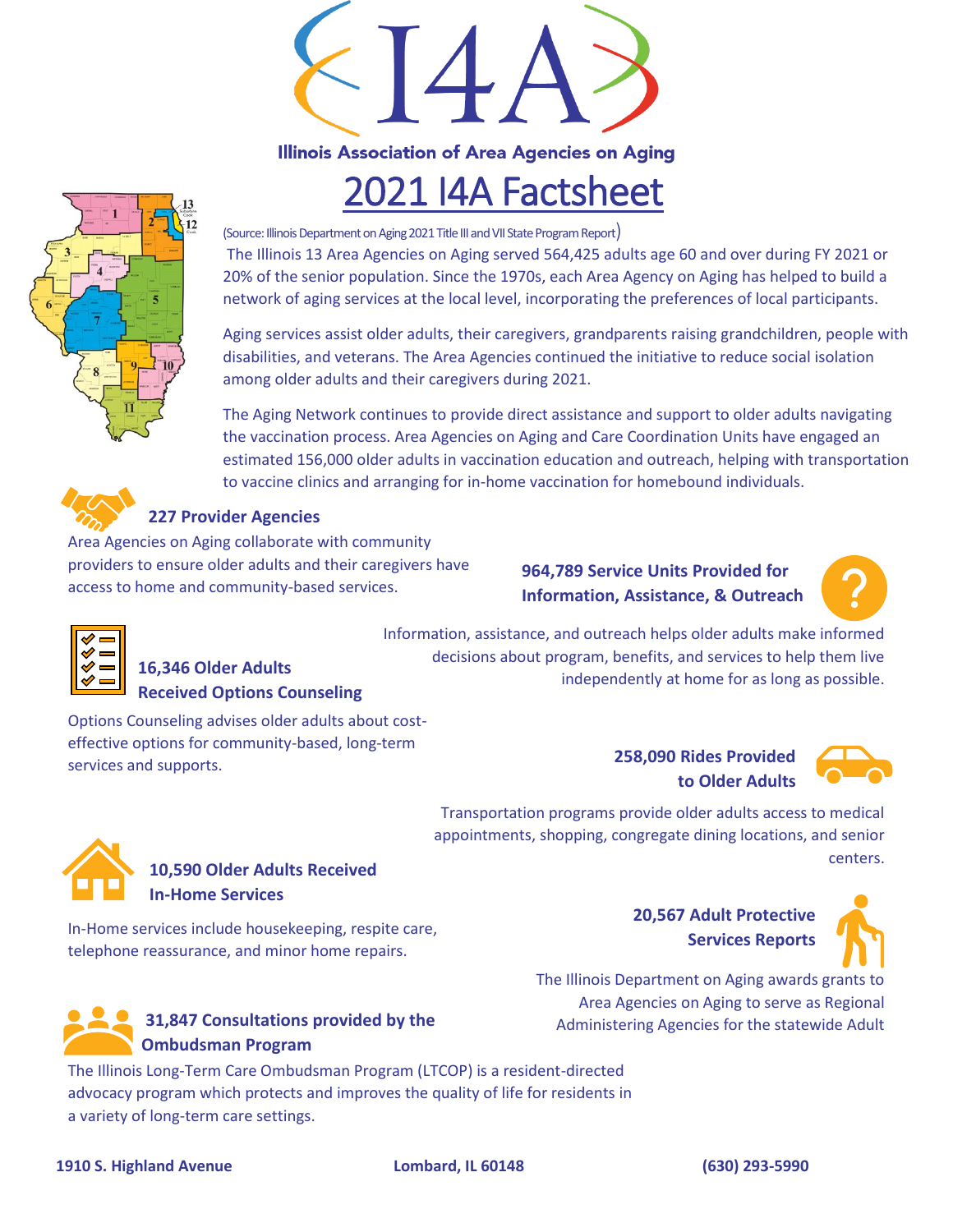# I4A

## Illinois Association of Area Agencies on Aging

# 2021 I4A Factsheet

(Source: Illinois Department on Aging 2021 Title III and VII State Program Report)

The Illinois 13 Area Agencies on Aging served 564,425 adults age 60 and over during FY 2021 or 20% of the senior population. Since the 1970s, each Area Agency on Aging has helped to build a network of aging services at the local level, incorporating the preferences of local participants.

Aging services assist older adults, their caregivers, grandparents raising grandchildren, people with disabilities, and veterans. The Area Agencies continued the initiative to reduce social isolation among older adults and their caregivers during 2021.

The Aging Network continues to provide direct assistance and support to older adults navigating the vaccination process. Area Agencies on Aging and Care Coordination Units have engaged an estimated 156,000 older adults in vaccination education and outreach, helping with transportation to vaccine clinics and arranging for in-home vaccination for homebound individuals.

### 227 Provider Agencies

Area Agencies on Aging collaborate with community providers to ensure older adults and their caregivers have access to home and community-based services.

### 964,789 Service Units Provided for Information, Assistance, & Outreach

Information, assistance, and outreach helps older adults make informed decisions about program, benefits, and services to help them live independently at home for as long as possible.

### 16,346 Older Adults Received Options Counseling

Options Counseling advises older adults about cost-effective options for community-based, long-term services and supports.

### 258,090 Rides Provided to Older Adults

Transportation programs provide older adults access to medical appointments, shopping, congregate dining locations, and senior centers.

### 10,590 Older Adults Received In-Home Services

In-Home services include housekeeping, respite care, telephone reassurance, and minor home repairs.

### 20,567 Adult Protective Services Reports

The Illinois Department on Aging awards grants to Area Agencies on Aging to serve as Regional Administering Agencies for the statewide Adult

### 31,847 Consultations provided by the Ombudsman Program

The Illinois Long-Term Care Ombudsman Program (LTCOP) is a resident-directed advocacy program which protects and improves the quality of life for residents in a variety of long-term care settings.

**1910 S. Highland Avenue** **Lombard, IL 60148** **(630) 293-5990**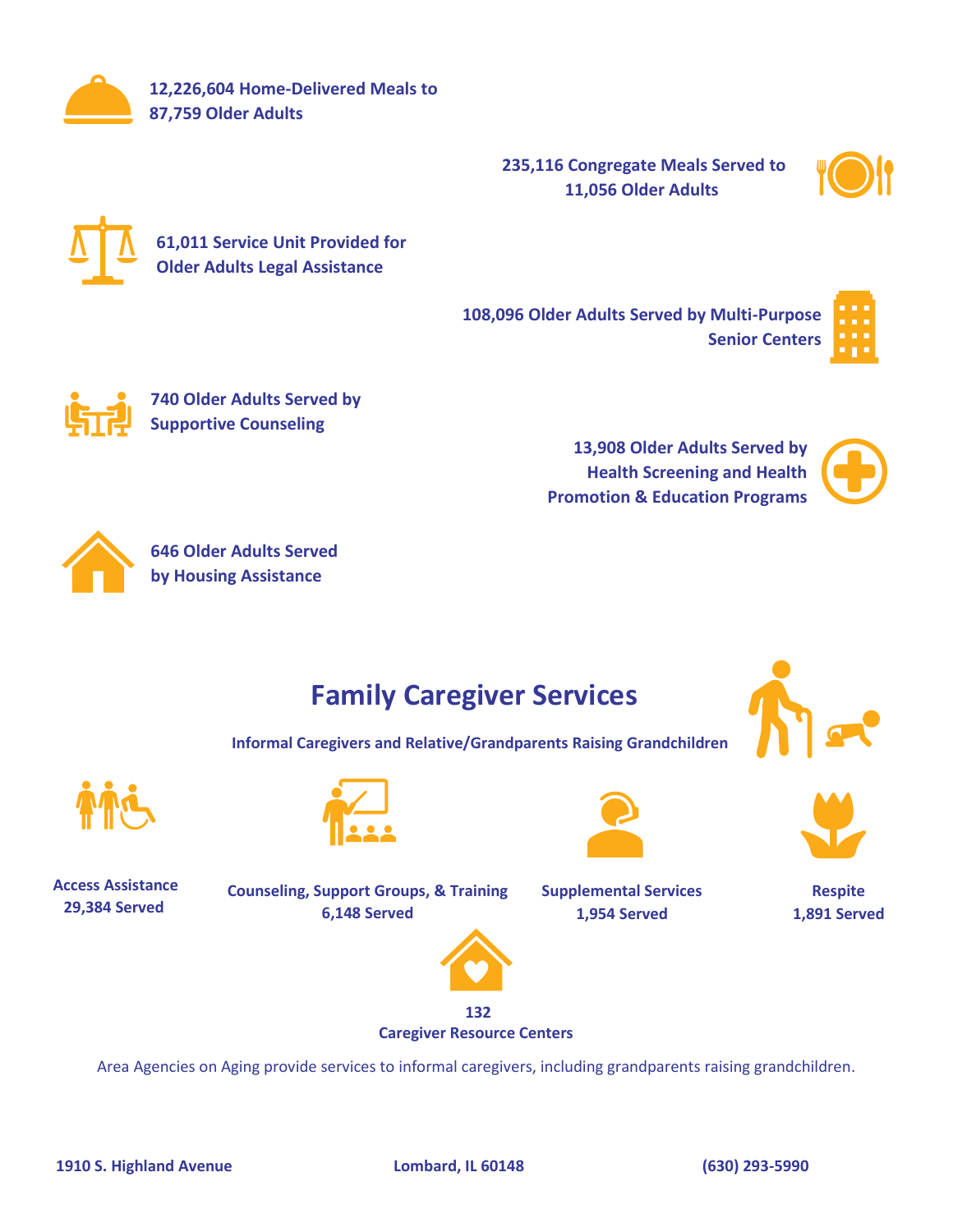**12,226,604 Home-Delivered Meals to 87,759 Older Adults**

**235,116 Congregate Meals Served to 11,056 Older Adults**

**61,011 Service Unit Provided for Older Adults Legal Assistance**

**108,096 Older Adults Served by Multi-Purpose Senior Centers**

**740 Older Adults Served by Supportive Counseling**

**13,908 Older Adults Served by Health Screening and Health Promotion & Education Programs**

**646 Older Adults Served by Housing Assistance**

## Family Caregiver Services

**Informal Caregivers and Relative/Grandparents Raising Grandchildren**

**Access Assistance**
**29,384 Served**

**Counseling, Support Groups, & Training**
**6,148 Served**

**Supplemental Services**
**1,954 Served**

**Respite**
**1,891 Served**

**132**
**Caregiver Resource Centers**

Area Agencies on Aging provide services to informal caregivers, including grandparents raising grandchildren.

**1910 S. Highland Avenue** **Lombard, IL 60148** **(630) 293-5990**